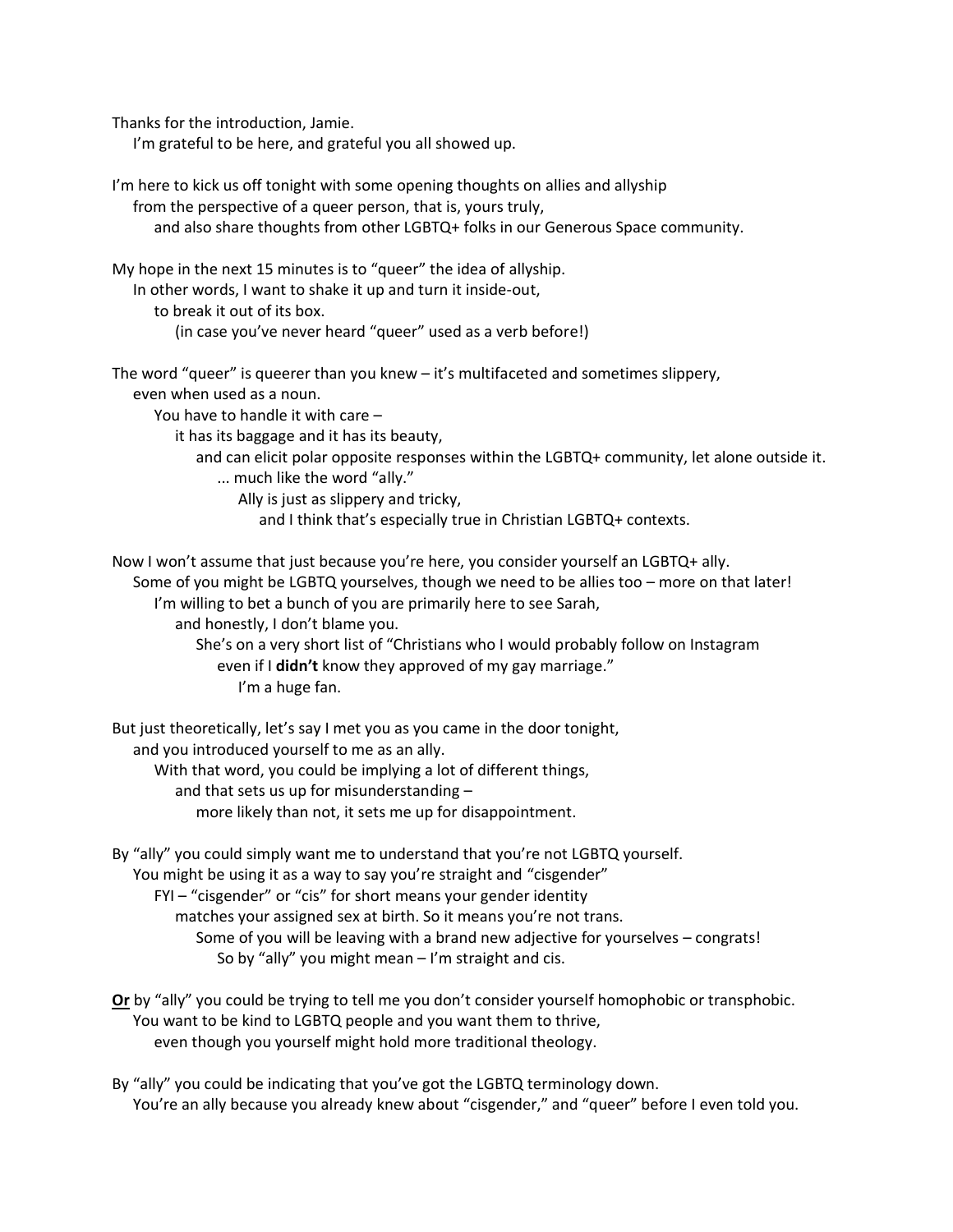Thanks for the introduction, Jamie.
I'm grateful to be here, and grateful you all showed up.

I'm here to kick us off tonight with some opening thoughts on allies and allyship
from the perspective of a queer person, that is, yours truly,
and also share thoughts from other LGBTQ+ folks in our Generous Space community.

My hope in the next 15 minutes is to "queer" the idea of allyship.
In other words, I want to shake it up and turn it inside-out,
to break it out of its box.
(in case you've never heard "queer" used as a verb before!)

The word "queer" is queerer than you knew – it's multifaceted and sometimes slippery,
even when used as a noun.
You have to handle it with care –
it has its baggage and it has its beauty,
and can elicit polar opposite responses within the LGBTQ+ community, let alone outside it.
... much like the word "ally."
Ally is just as slippery and tricky,
and I think that's especially true in Christian LGBTQ+ contexts.

Now I won't assume that just because you're here, you consider yourself an LGBTQ+ ally.
Some of you might be LGBTQ yourselves, though we need to be allies too – more on that later!
I'm willing to bet a bunch of you are primarily here to see Sarah,
and honestly, I don't blame you.
She's on a very short list of "Christians who I would probably follow on Instagram
even if I **didn't** know they approved of my gay marriage."
I'm a huge fan.

But just theoretically, let's say I met you as you came in the door tonight,
and you introduced yourself to me as an ally.
With that word, you could be implying a lot of different things,
and that sets us up for misunderstanding –
more likely than not, it sets me up for disappointment.

By "ally" you could simply want me to understand that you're not LGBTQ yourself.
You might be using it as a way to say you're straight and "cisgender"
FYI – "cisgender" or "cis" for short means your gender identity
matches your assigned sex at birth. So it means you're not trans.
Some of you will be leaving with a brand new adjective for yourselves – congrats!
So by "ally" you might mean – I'm straight and cis.

<u>**Or**</u> by "ally" you could be trying to tell me you don't consider yourself homophobic or transphobic.
You want to be kind to LGBTQ people and you want them to thrive,
even though you yourself might hold more traditional theology.

By "ally" you could be indicating that you've got the LGBTQ terminology down.
You're an ally because you already knew about "cisgender," and "queer" before I even told you.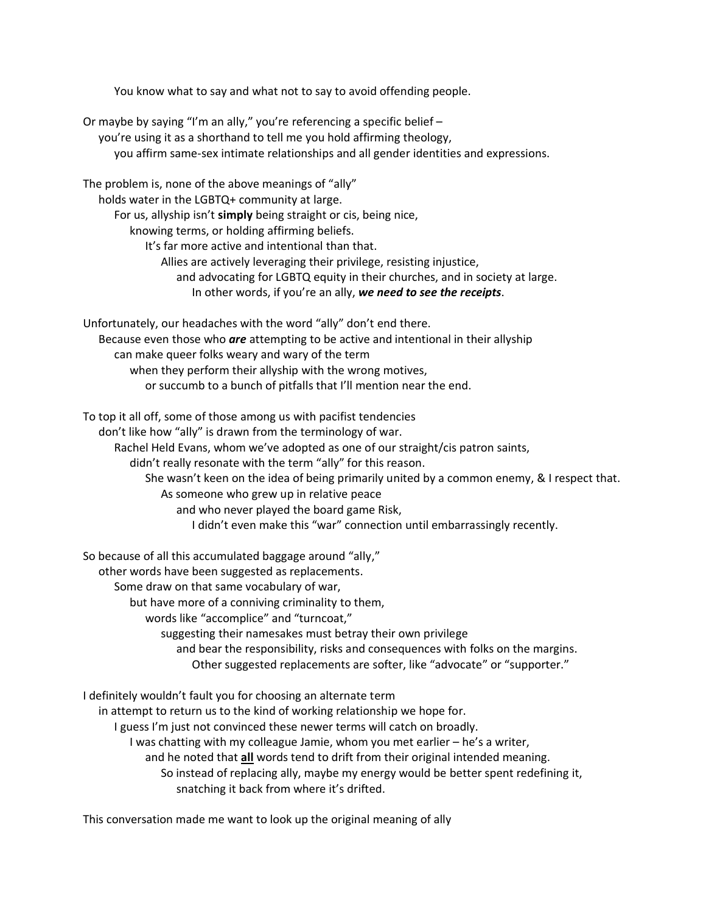You know what to say and what not to say to avoid offending people.

Or maybe by saying "I'm an ally," you're referencing a specific belief –
you're using it as a shorthand to tell me you hold affirming theology,
you affirm same-sex intimate relationships and all gender identities and expressions.

The problem is, none of the above meanings of "ally"
holds water in the LGBTQ+ community at large.
For us, allyship isn't **simply** being straight or cis, being nice,
knowing terms, or holding affirming beliefs.
It's far more active and intentional than that.
Allies are actively leveraging their privilege, resisting injustice,
and advocating for LGBTQ equity in their churches, and in society at large.
In other words, if you're an ally, ***we need to see the receipts***.

Unfortunately, our headaches with the word "ally" don't end there.
Because even those who ***are*** attempting to be active and intentional in their allyship
can make queer folks weary and wary of the term
when they perform their allyship with the wrong motives,
or succumb to a bunch of pitfalls that I'll mention near the end.

To top it all off, some of those among us with pacifist tendencies
don't like how "ally" is drawn from the terminology of war.
Rachel Held Evans, whom we've adopted as one of our straight/cis patron saints,
didn't really resonate with the term "ally" for this reason.
She wasn't keen on the idea of being primarily united by a common enemy, & I respect that.
As someone who grew up in relative peace
and who never played the board game Risk,
I didn't even make this "war" connection until embarrassingly recently.

So because of all this accumulated baggage around "ally,"
other words have been suggested as replacements.
Some draw on that same vocabulary of war,
but have more of a conniving criminality to them,
words like "accomplice" and "turncoat,"
suggesting their namesakes must betray their own privilege
and bear the responsibility, risks and consequences with folks on the margins.
Other suggested replacements are softer, like "advocate" or "supporter."

I definitely wouldn't fault you for choosing an alternate term
in attempt to return us to the kind of working relationship we hope for.
I guess I'm just not convinced these newer terms will catch on broadly.
I was chatting with my colleague Jamie, whom you met earlier – he's a writer,
and he noted that <u>**all**</u> words tend to drift from their original intended meaning.
So instead of replacing ally, maybe my energy would be better spent redefining it,
snatching it back from where it's drifted.

This conversation made me want to look up the original meaning of ally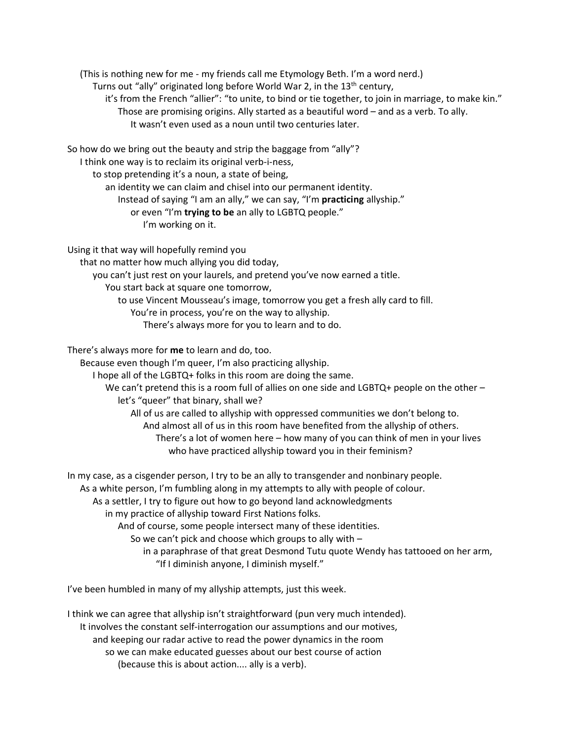(This is nothing new for me - my friends call me Etymology Beth. I'm a word nerd.)
Turns out "ally" originated long before World War 2, in the 13th century,
it's from the French "allier": "to unite, to bind or tie together, to join in marriage, to make kin."
Those are promising origins. Ally started as a beautiful word – and as a verb. To ally.
It wasn't even used as a noun until two centuries later.

So how do we bring out the beauty and strip the baggage from "ally"?
I think one way is to reclaim its original verb-i-ness,
to stop pretending it's a noun, a state of being,
an identity we can claim and chisel into our permanent identity.
Instead of saying "I am an ally," we can say, "I'm **practicing** allyship."
or even "I'm **trying to be** an ally to LGBTQ people."
I'm working on it.

Using it that way will hopefully remind you
that no matter how much allying you did today,
you can't just rest on your laurels, and pretend you've now earned a title.
You start back at square one tomorrow,
to use Vincent Mousseau's image, tomorrow you get a fresh ally card to fill.
You're in process, you're on the way to allyship.
There's always more for you to learn and to do.

There's always more for **me** to learn and do, too.
Because even though I'm queer, I'm also practicing allyship.
I hope all of the LGBTQ+ folks in this room are doing the same.
We can't pretend this is a room full of allies on one side and LGBTQ+ people on the other –
let's "queer" that binary, shall we?
All of us are called to allyship with oppressed communities we don't belong to.
And almost all of us in this room have benefited from the allyship of others.
There's a lot of women here – how many of you can think of men in your lives
who have practiced allyship toward you in their feminism?

In my case, as a cisgender person, I try to be an ally to transgender and nonbinary people.
As a white person, I'm fumbling along in my attempts to ally with people of colour.
As a settler, I try to figure out how to go beyond land acknowledgments
in my practice of allyship toward First Nations folks.
And of course, some people intersect many of these identities.
So we can't pick and choose which groups to ally with –
in a paraphrase of that great Desmond Tutu quote Wendy has tattooed on her arm,
"If I diminish anyone, I diminish myself."

I've been humbled in many of my allyship attempts, just this week.

I think we can agree that allyship isn't straightforward (pun very much intended).
It involves the constant self-interrogation our assumptions and our motives,
and keeping our radar active to read the power dynamics in the room
so we can make educated guesses about our best course of action
(because this is about action.... ally is a verb).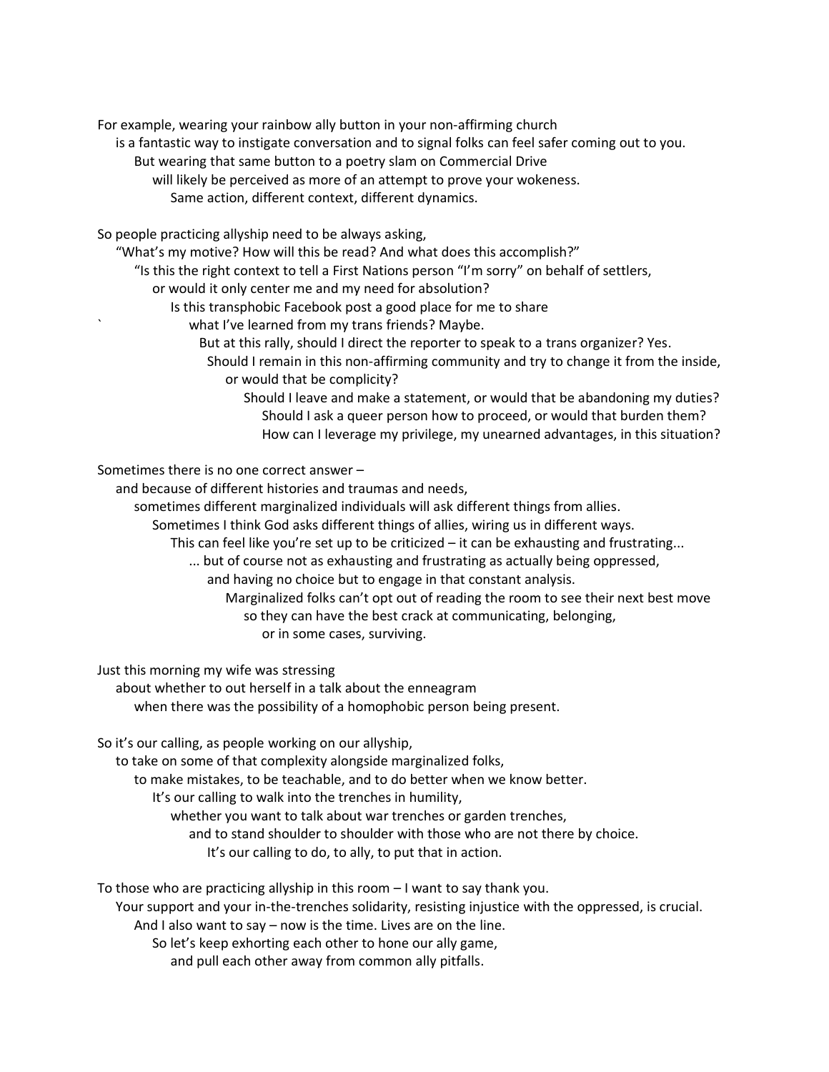For example, wearing your rainbow ally button in your non-affirming church
is a fantastic way to instigate conversation and to signal folks can feel safer coming out to you.
But wearing that same button to a poetry slam on Commercial Drive
will likely be perceived as more of an attempt to prove your wokeness.
Same action, different context, different dynamics.

So people practicing allyship need to be always asking,
"What's my motive? How will this be read? And what does this accomplish?"
"Is this the right context to tell a First Nations person "I'm sorry" on behalf of settlers,
or would it only center me and my need for absolution?
Is this transphobic Facebook post a good place for me to share
` what I've learned from my trans friends? Maybe.
But at this rally, should I direct the reporter to speak to a trans organizer? Yes.
Should I remain in this non-affirming community and try to change it from the inside,
or would that be complicity?
Should I leave and make a statement, or would that be abandoning my duties?
Should I ask a queer person how to proceed, or would that burden them?
How can I leverage my privilege, my unearned advantages, in this situation?

Sometimes there is no one correct answer –
and because of different histories and traumas and needs,
sometimes different marginalized individuals will ask different things from allies.
Sometimes I think God asks different things of allies, wiring us in different ways.
This can feel like you're set up to be criticized – it can be exhausting and frustrating...
... but of course not as exhausting and frustrating as actually being oppressed,
and having no choice but to engage in that constant analysis.
Marginalized folks can't opt out of reading the room to see their next best move
so they can have the best crack at communicating, belonging,
or in some cases, surviving.

Just this morning my wife was stressing
about whether to out herself in a talk about the enneagram
when there was the possibility of a homophobic person being present.

So it's our calling, as people working on our allyship,
to take on some of that complexity alongside marginalized folks,
to make mistakes, to be teachable, and to do better when we know better.
It's our calling to walk into the trenches in humility,
whether you want to talk about war trenches or garden trenches,
and to stand shoulder to shoulder with those who are not there by choice.
It's our calling to do, to ally, to put that in action.

To those who are practicing allyship in this room – I want to say thank you.
Your support and your in-the-trenches solidarity, resisting injustice with the oppressed, is crucial.
And I also want to say – now is the time. Lives are on the line.
So let's keep exhorting each other to hone our ally game,
and pull each other away from common ally pitfalls.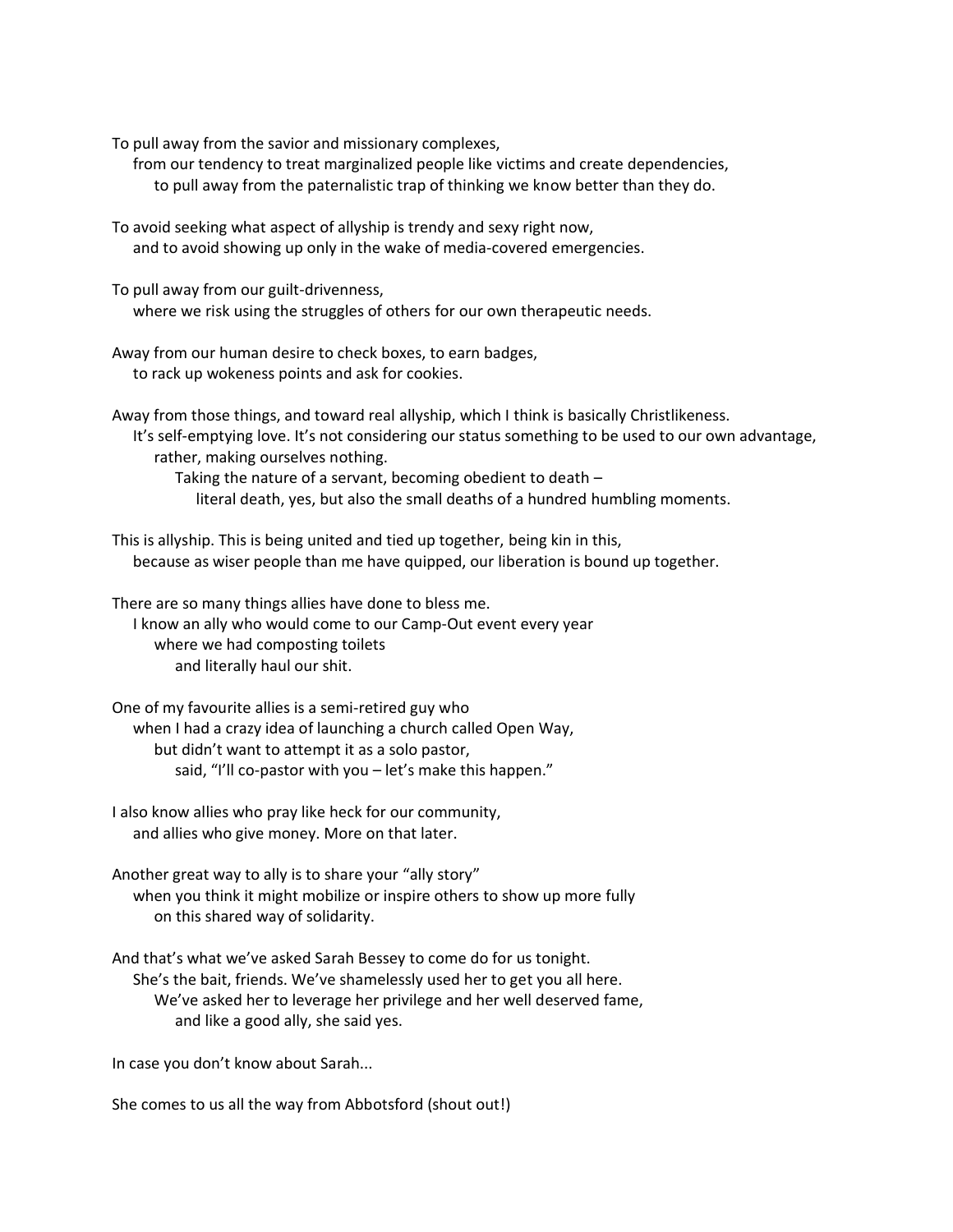To pull away from the savior and missionary complexes,
from our tendency to treat marginalized people like victims and create dependencies,
to pull away from the paternalistic trap of thinking we know better than they do.

To avoid seeking what aspect of allyship is trendy and sexy right now,
and to avoid showing up only in the wake of media-covered emergencies.

To pull away from our guilt-drivenness,
where we risk using the struggles of others for our own therapeutic needs.

Away from our human desire to check boxes, to earn badges,
to rack up wokeness points and ask for cookies.

Away from those things, and toward real allyship, which I think is basically Christlikeness.
It's self-emptying love. It's not considering our status something to be used to our own advantage,
rather, making ourselves nothing.
Taking the nature of a servant, becoming obedient to death –
literal death, yes, but also the small deaths of a hundred humbling moments.

This is allyship. This is being united and tied up together, being kin in this,
because as wiser people than me have quipped, our liberation is bound up together.

There are so many things allies have done to bless me.
I know an ally who would come to our Camp-Out event every year
where we had composting toilets
and literally haul our shit.

One of my favourite allies is a semi-retired guy who
when I had a crazy idea of launching a church called Open Way,
but didn't want to attempt it as a solo pastor,
said, "I'll co-pastor with you – let's make this happen."

I also know allies who pray like heck for our community,
and allies who give money. More on that later.

Another great way to ally is to share your "ally story"
when you think it might mobilize or inspire others to show up more fully
on this shared way of solidarity.

And that's what we've asked Sarah Bessey to come do for us tonight.
She's the bait, friends. We've shamelessly used her to get you all here.
We've asked her to leverage her privilege and her well deserved fame,
and like a good ally, she said yes.

In case you don't know about Sarah...

She comes to us all the way from Abbotsford (shout out!)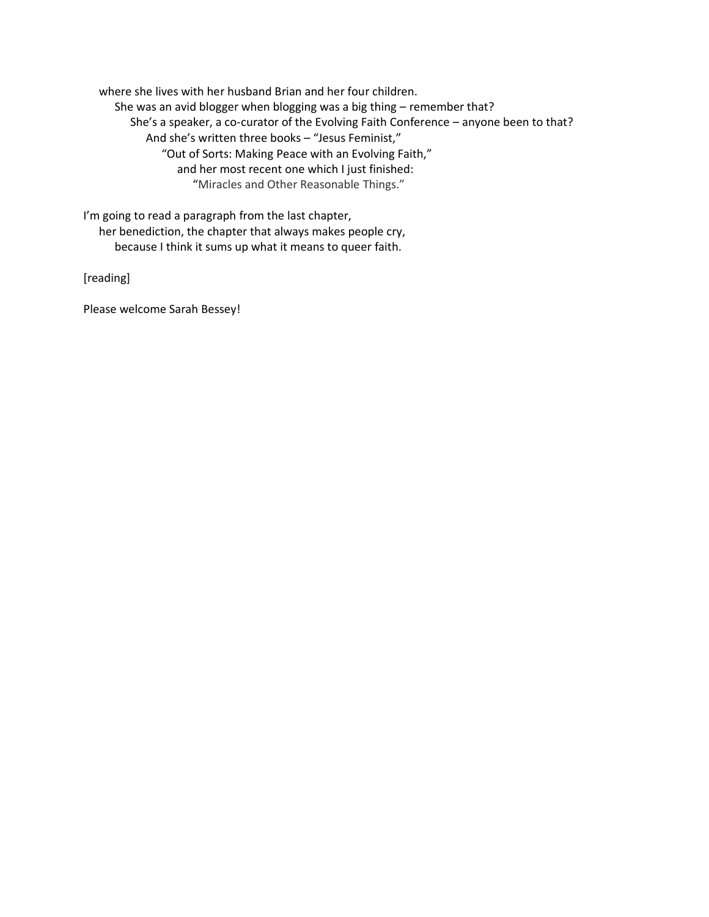where she lives with her husband Brian and her four children.
She was an avid blogger when blogging was a big thing – remember that?
She's a speaker, a co-curator of the Evolving Faith Conference – anyone been to that?
And she's written three books – "Jesus Feminist,"
"Out of Sorts: Making Peace with an Evolving Faith,"
and her most recent one which I just finished:
"Miracles and Other Reasonable Things."

I'm going to read a paragraph from the last chapter,
her benediction, the chapter that always makes people cry,
because I think it sums up what it means to queer faith.

[reading]

Please welcome Sarah Bessey!